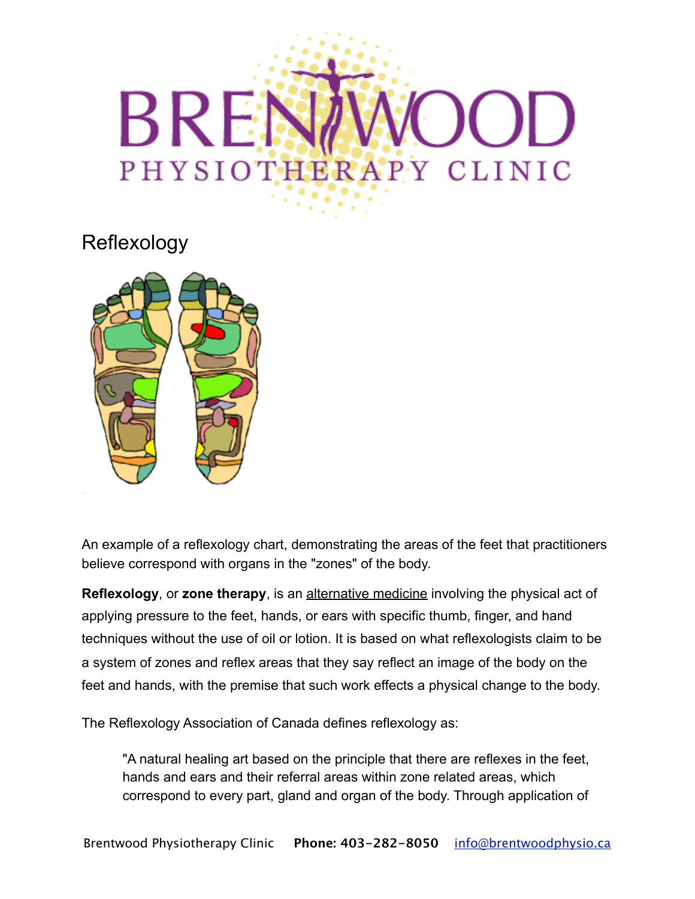# Reflexology

An example of a reflexology chart, demonstrating the areas of the feet that practitioners believe correspond with organs in the "zones" of the body.

**Reflexology**, or **zone therapy**, is an alternative medicine involving the physical act of applying pressure to the feet, hands, or ears with specific thumb, finger, and hand techniques without the use of oil or lotion. It is based on what reflexologists claim to be a system of zones and reflex areas that they say reflect an image of the body on the feet and hands, with the premise that such work effects a physical change to the body.

The Reflexology Association of Canada defines reflexology as:

> "A natural healing art based on the principle that there are reflexes in the feet, hands and ears and their referral areas within zone related areas, which correspond to every part, gland and organ of the body. Through application of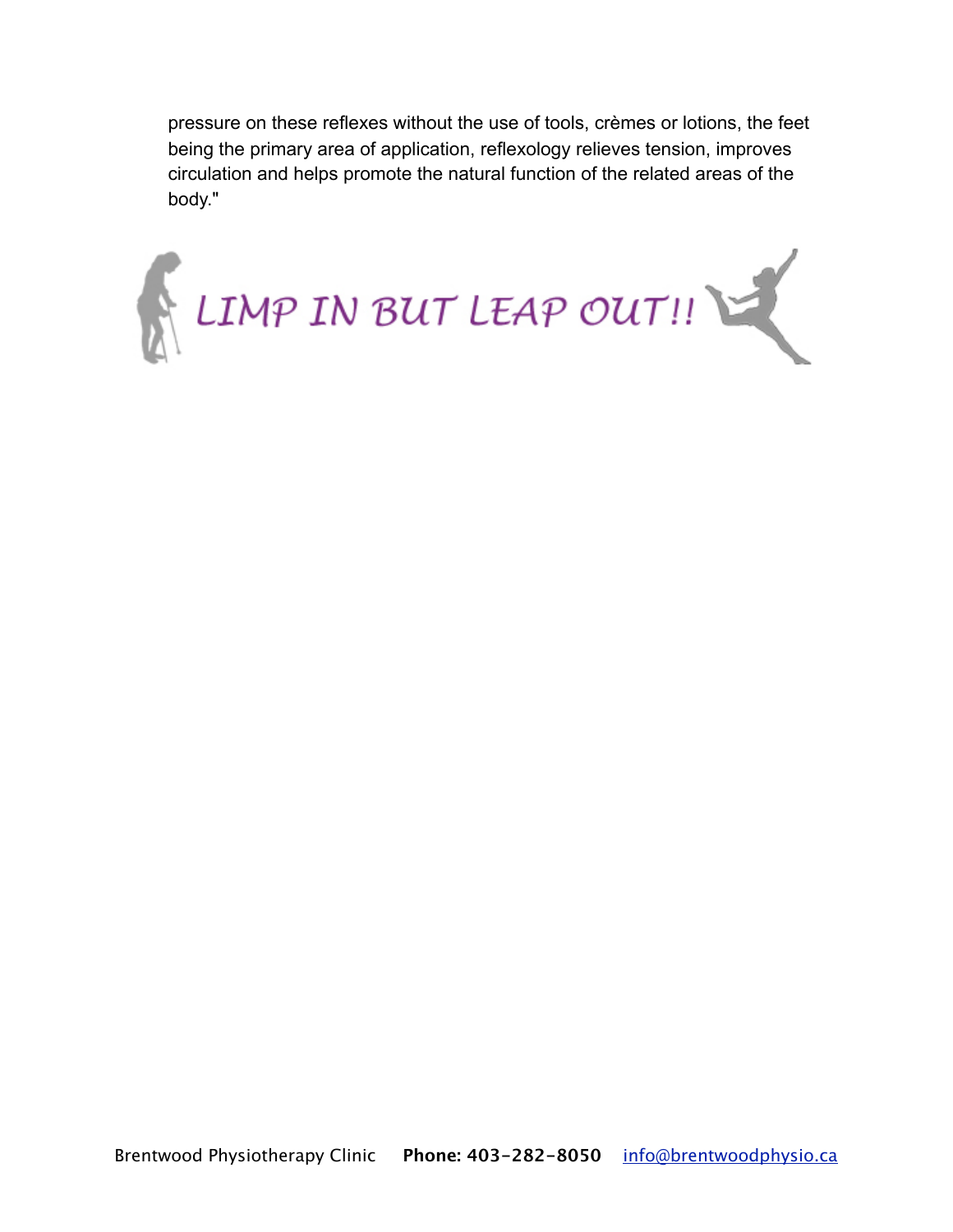pressure on these reflexes without the use of tools, crèmes or lotions, the feet being the primary area of application, reflexology relieves tension, improves circulation and helps promote the natural function of the related areas of the body."

LIMP IN BUT LEAP OUT!!